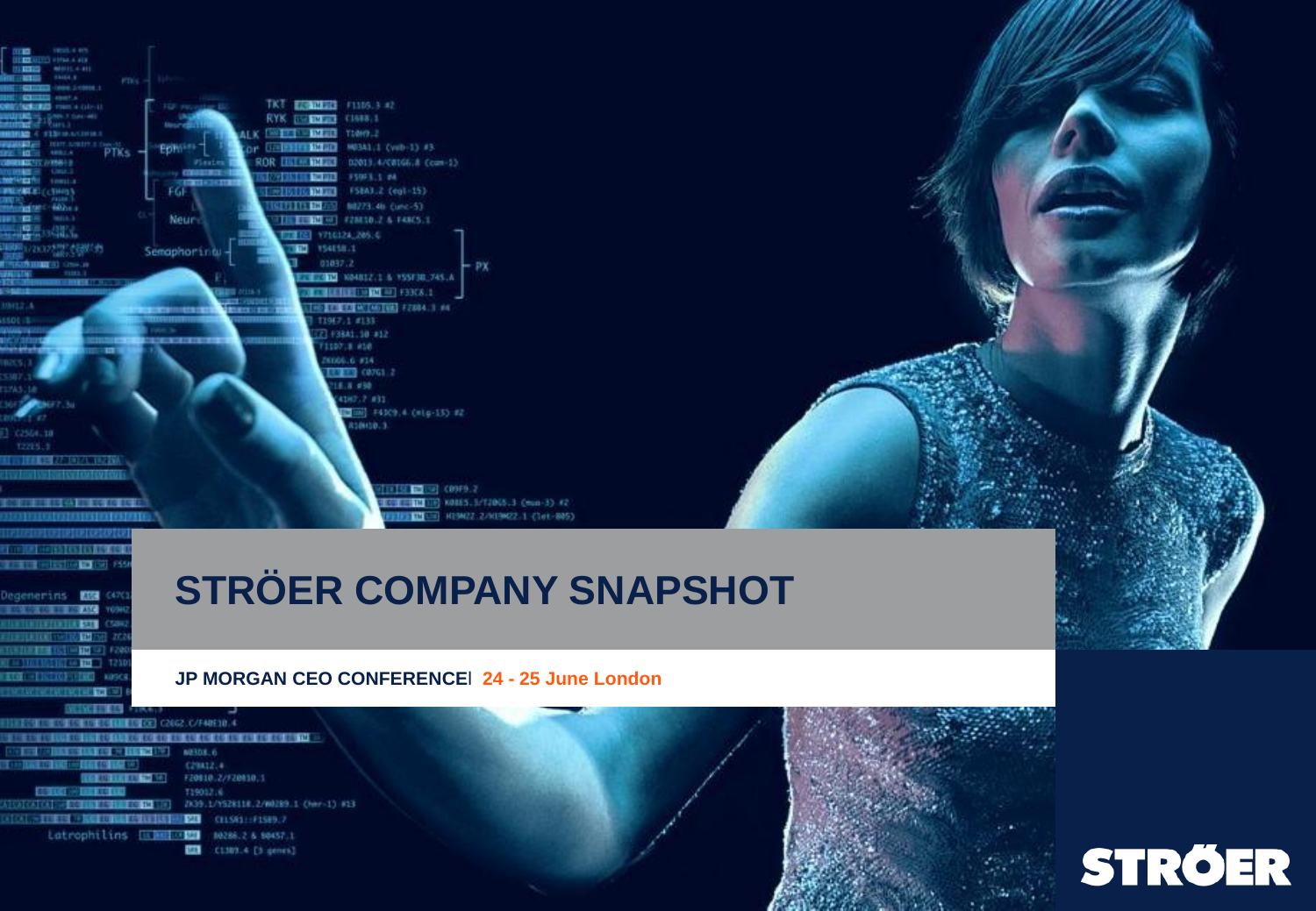# STRÖER COMPANY SNAPSHOT

**JP MORGAN CEO CONFERENCE| 24 - 25 June London**

STRÖER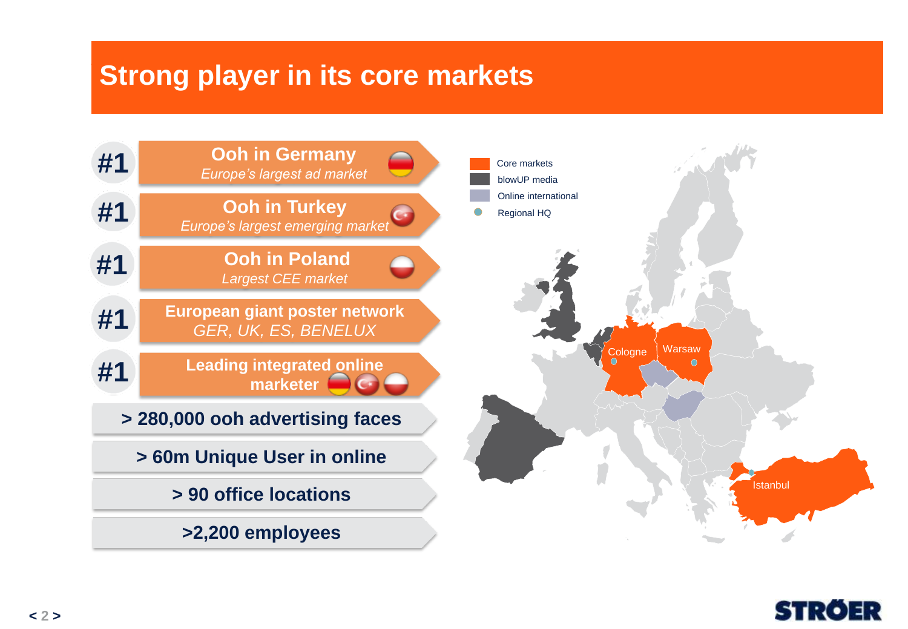# Strong player in its core markets

- **#1** — **Ooh in Germany** — *Europe's largest ad market*
- **#1** — **Ooh in Turkey** — *Europe's largest emerging market*
- **#1** — **Ooh in Poland** — *Largest CEE market*
- **#1** — **European giant poster network** — *GER, UK, ES, BENELUX*
- **#1** — **Leading integrated online marketer**

**> 280,000 ooh advertising faces**

**> 60m Unique User in online**

**> 90 office locations**

**>2,200 employees**

Core markets
blowUP media
Online international
Regional HQ

Cologne
Warsaw
Istanbul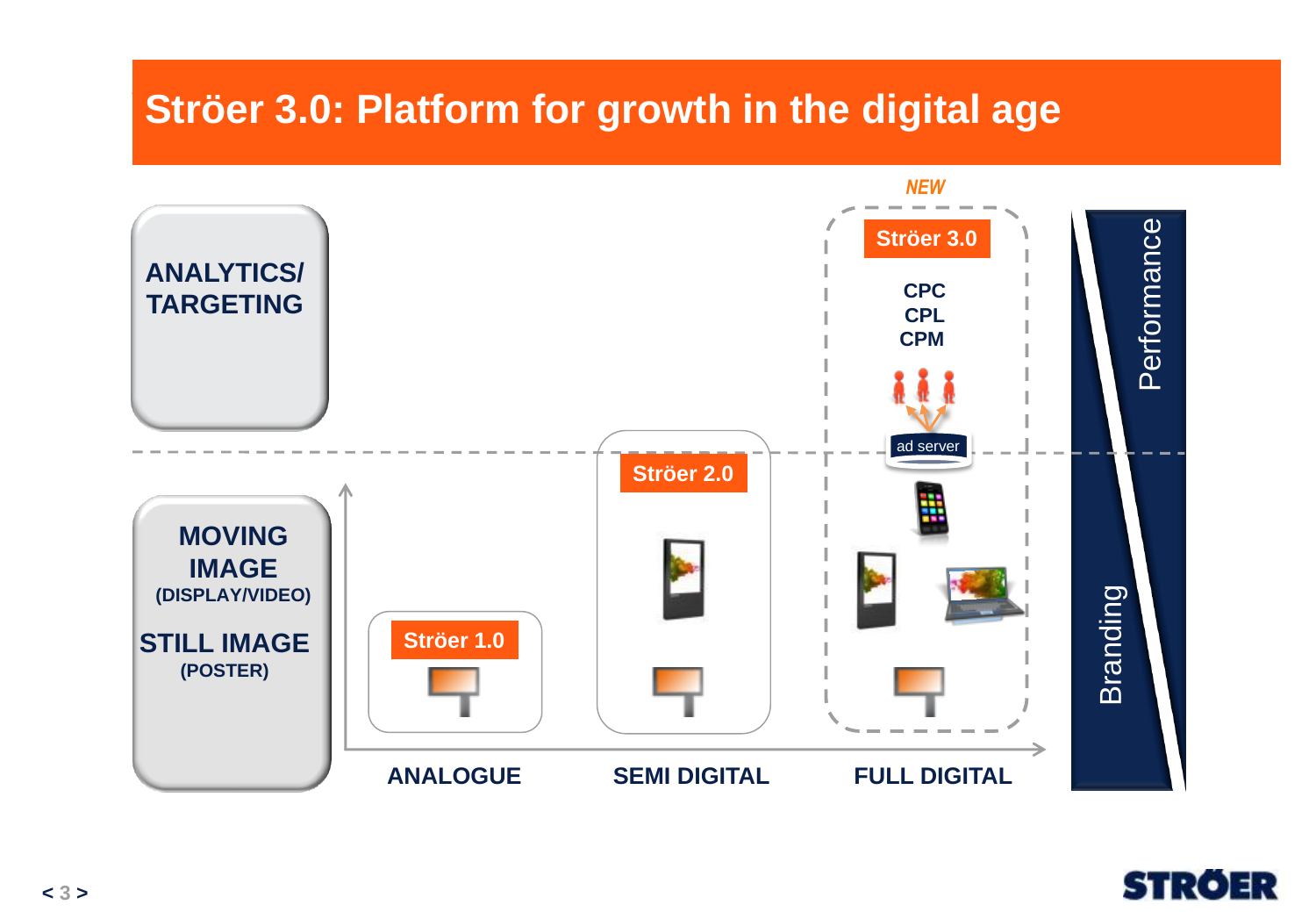# Ströer 3.0: Platform for growth in the digital age

ANALYTICS/ TARGETING

MOVING IMAGE (DISPLAY/VIDEO)

STILL IMAGE (POSTER)

Ströer 1.0

Ströer 2.0

*NEW*

Ströer 3.0

CPC
CPL
CPM

ad server

ANALOGUE

SEMI DIGITAL

FULL DIGITAL

Performance

Branding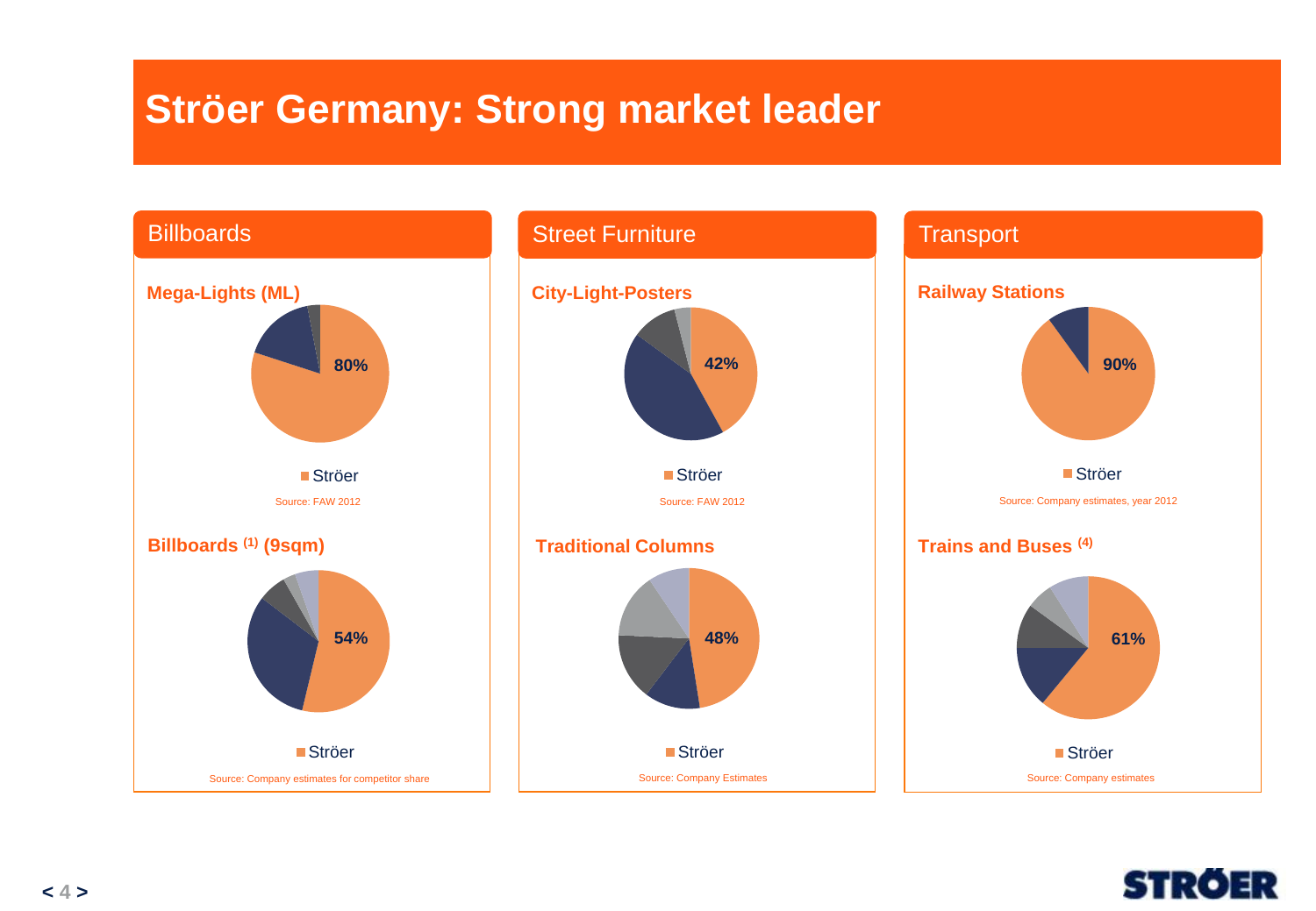# Ströer Germany: Strong market leader

## Billboards

### Mega-Lights (ML)

80%

Ströer

Source: FAW 2012

### Billboards [1] (9sqm)

54%

Ströer

Source: Company estimates for competitor share

## Street Furniture

### City-Light-Posters

42%

Ströer

Source: FAW 2012

### Traditional Columns

48%

Ströer

Source: Company Estimates

## Transport

### Railway Stations

90%

Ströer

Source: Company estimates, year 2012

### Trains and Buses [4]

61%

Ströer

Source: Company estimates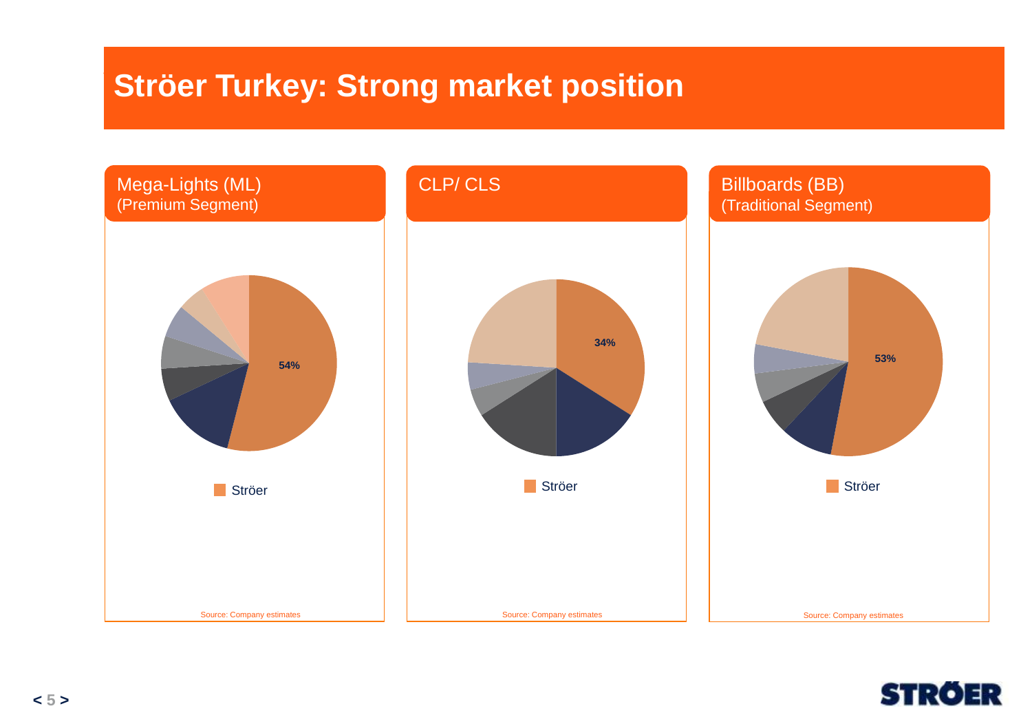# Ströer Turkey: Strong market position

## Mega-Lights (ML)
(Premium Segment)

54%

Ströer

Source: Company estimates

## CLP/ CLS

34%

Ströer

Source: Company estimates

## Billboards (BB)
(Traditional Segment)

53%

Ströer

Source: Company estimates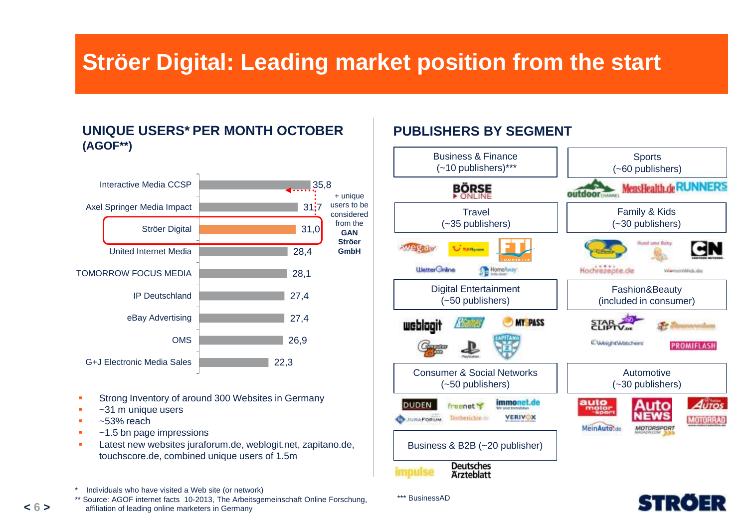# Ströer Digital: Leading market position from the start

## UNIQUE USERS* PER MONTH OCTOBER (AGOF**)

| | Unique users (m) |
|---|---|
| Interactive Media CCSP | 35,8 |
| Axel Springer Media Impact | 31,7 |
| Ströer Digital | 31,0 |
| United Internet Media | 28,4 |
| TOMORROW FOCUS MEDIA | 28,1 |
| IP Deutschland | 27,4 |
| eBay Advertising | 27,4 |
| OMS | 26,9 |
| G+J Electronic Media Sales | 22,3 |

+ unique users to be considered from the **GAN Ströer GmbH**

- Strong Inventory of around 300 Websites in Germany
- ~31 m unique users
- ~53% reach
- ~1.5 bn page impressions
- Latest new websites juraforum.de, weblogit.net, zapitano.de, touchscore.de, combined unique users of 1.5m

## PUBLISHERS BY SEGMENT

- Business & Finance (~10 publishers)***
- Sports (~60 publishers)
- Travel (~35 publishers)
- Family & Kids (~30 publishers)
- Digital Entertainment (~50 publishers)
- Fashion&Beauty (included in consumer)
- Consumer & Social Networks (~50 publishers)
- Automotive (~30 publishers)
- Business & B2B (~20 publisher)

\* Individuals who have visited a Web site (or network)

\*\* Source: AGOF internet facts 10-2013, The Arbeitsgemeinschaft Online Forschung, affiliation of leading online marketers in Germany

\*\*\* BusinessAD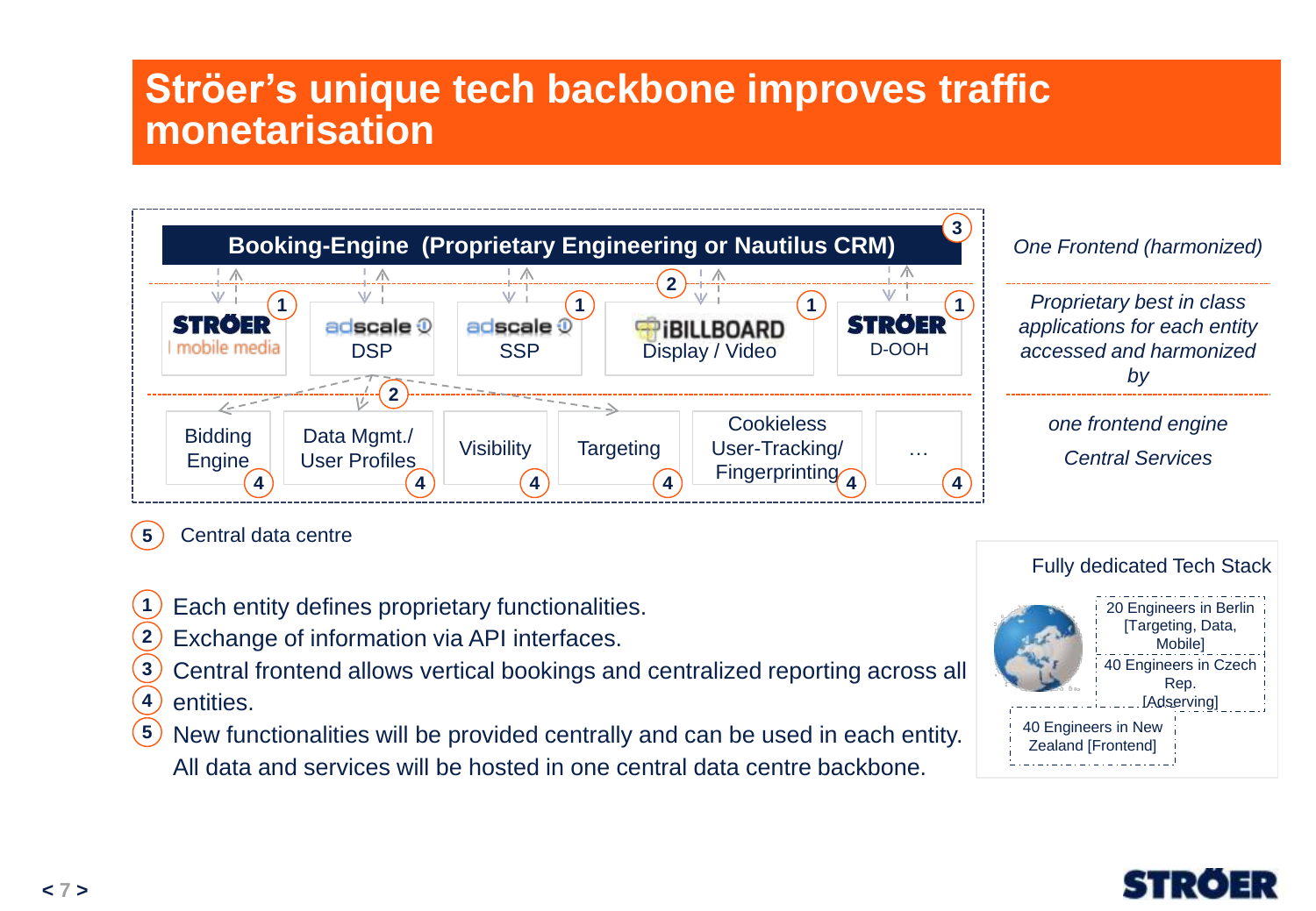# Ströer's unique tech backbone improves traffic monetarisation

**Booking-Engine (Proprietary Engineering or Nautilus CRM)** ③

| Ströer mobile media ① | adscale DSP | adscale SSP ① | iBILLBOARD Display / Video ① ② | STRÖER D-OOH ① |
|---|---|---|---|---|

②

| Bidding Engine ④ | Data Mgmt./ User Profiles ④ | Visibility ④ | Targeting ④ | Cookieless User-Tracking/ Fingerprinting ④ | … ④ |
|---|---|---|---|---|---|

*One Frontend (harmonized)*

*Proprietary best in class applications for each entity accessed and harmonized by*

*one frontend engine*

*Central Services*

⑤ Central data centre

Fully dedicated Tech Stack

- 20 Engineers in Berlin [Targeting, Data, Mobile]
- 40 Engineers in Czech Rep. [Adserving]
- 40 Engineers in New Zealand [Frontend]

1. Each entity defines proprietary functionalities.
2. Exchange of information via API interfaces.
3. Central frontend allows vertical bookings and centralized reporting across all entities.
4. New functionalities will be provided centrally and can be used in each entity.
5. All data and services will be hosted in one central data centre backbone.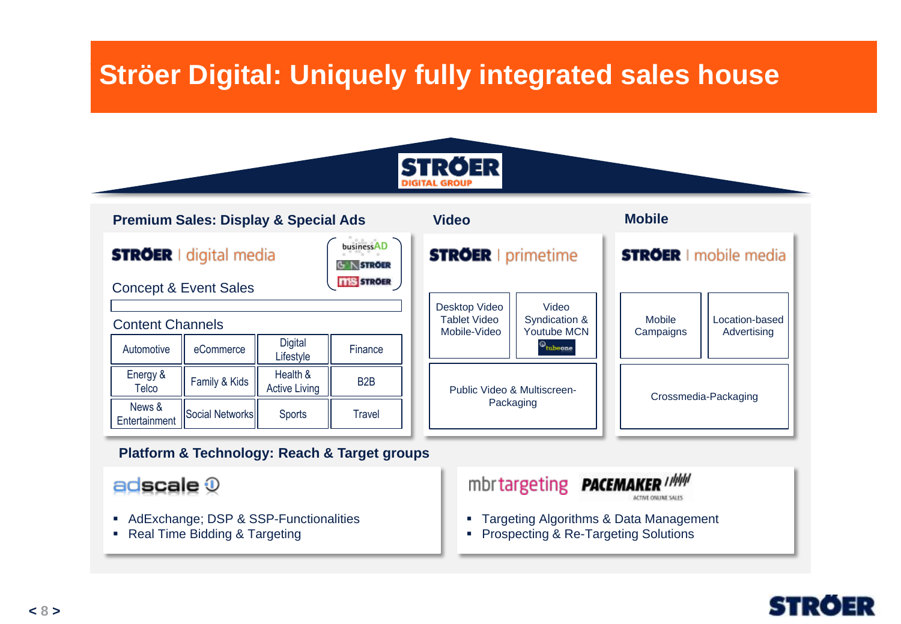# Ströer Digital: Uniquely fully integrated sales house

STRÖER DIGITAL GROUP

## Premium Sales: Display & Special Ads

STRÖER | digital media

businessAD
G+N STRÖER
MS STRÖER

Concept & Event Sales

Content Channels

| | | | |
|---|---|---|---|
| Automotive | eCommerce | Digital Lifestyle | Finance |
| Energy & Telco | Family & Kids | Health & Active Living | B2B |
| News & Entertainment | Social Networks | Sports | Travel |

## Video

STRÖER | primetime

- Desktop Video, Tablet Video, Mobile-Video
- Video Syndication & Youtube MCN (tubeone)
- Public Video & Multiscreen-Packaging

## Mobile

STRÖER | mobile media

- Mobile Campaigns
- Location-based Advertising
- Crossmedia-Packaging

## Platform & Technology: Reach & Target groups

adscale

- AdExchange; DSP & SSP-Functionalities
- Real Time Bidding & Targeting

mbrtargeting / PACEMAKER ACTIVE ONLINE SALES

- Targeting Algorithms & Data Management
- Prospecting & Re-Targeting Solutions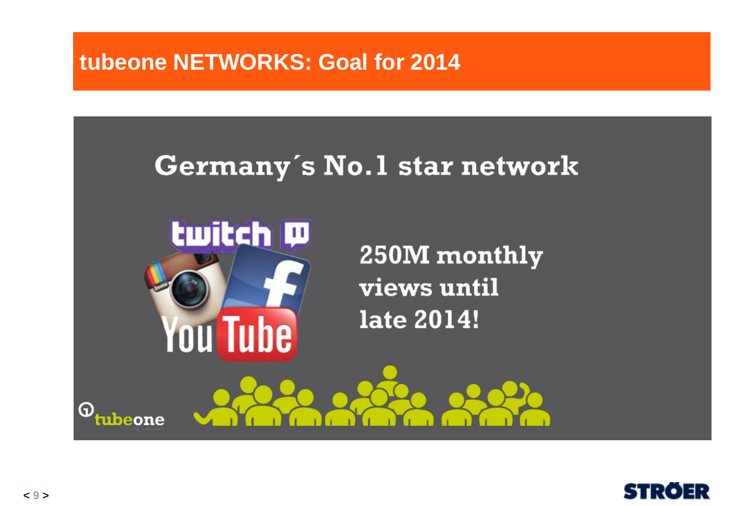# tubeone NETWORKS: Goal for 2014

## Germany´s No.1 star network

250M monthly views until late 2014!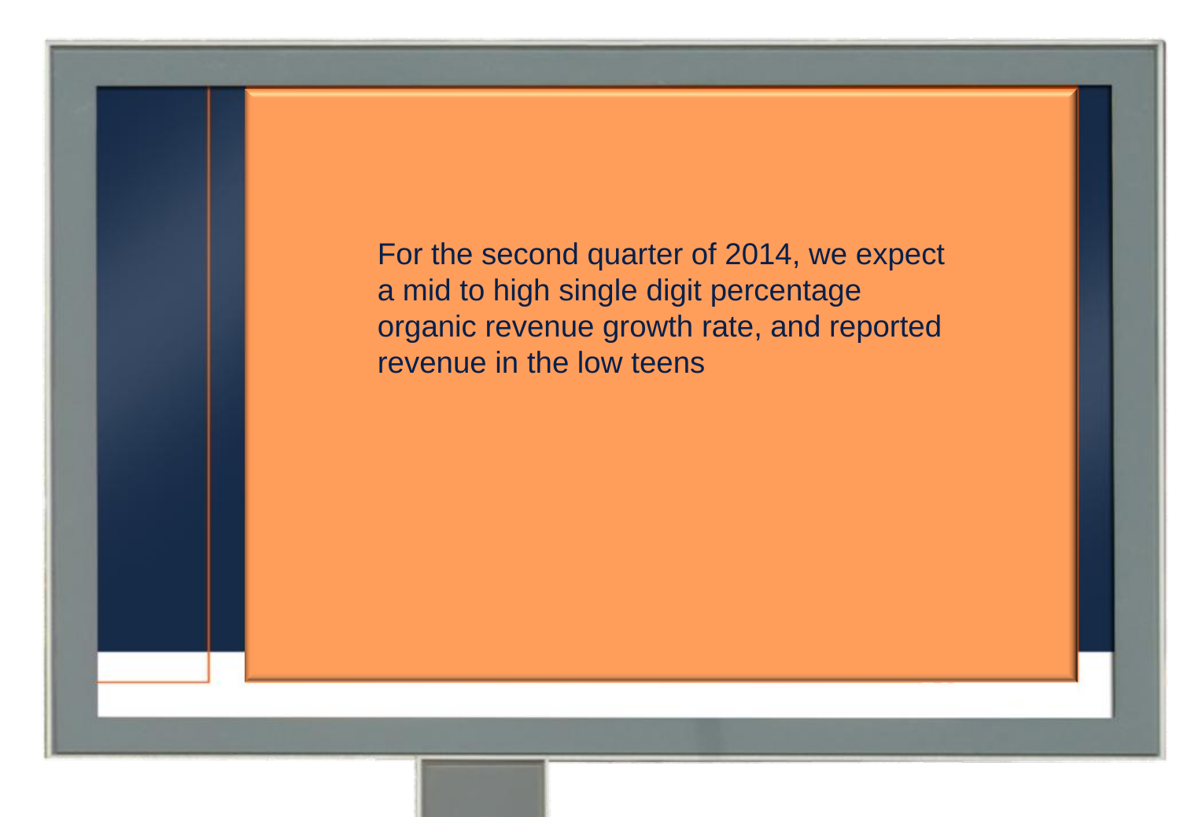For the second quarter of 2014, we expect a mid to high single digit percentage organic revenue growth rate, and reported revenue in the low teens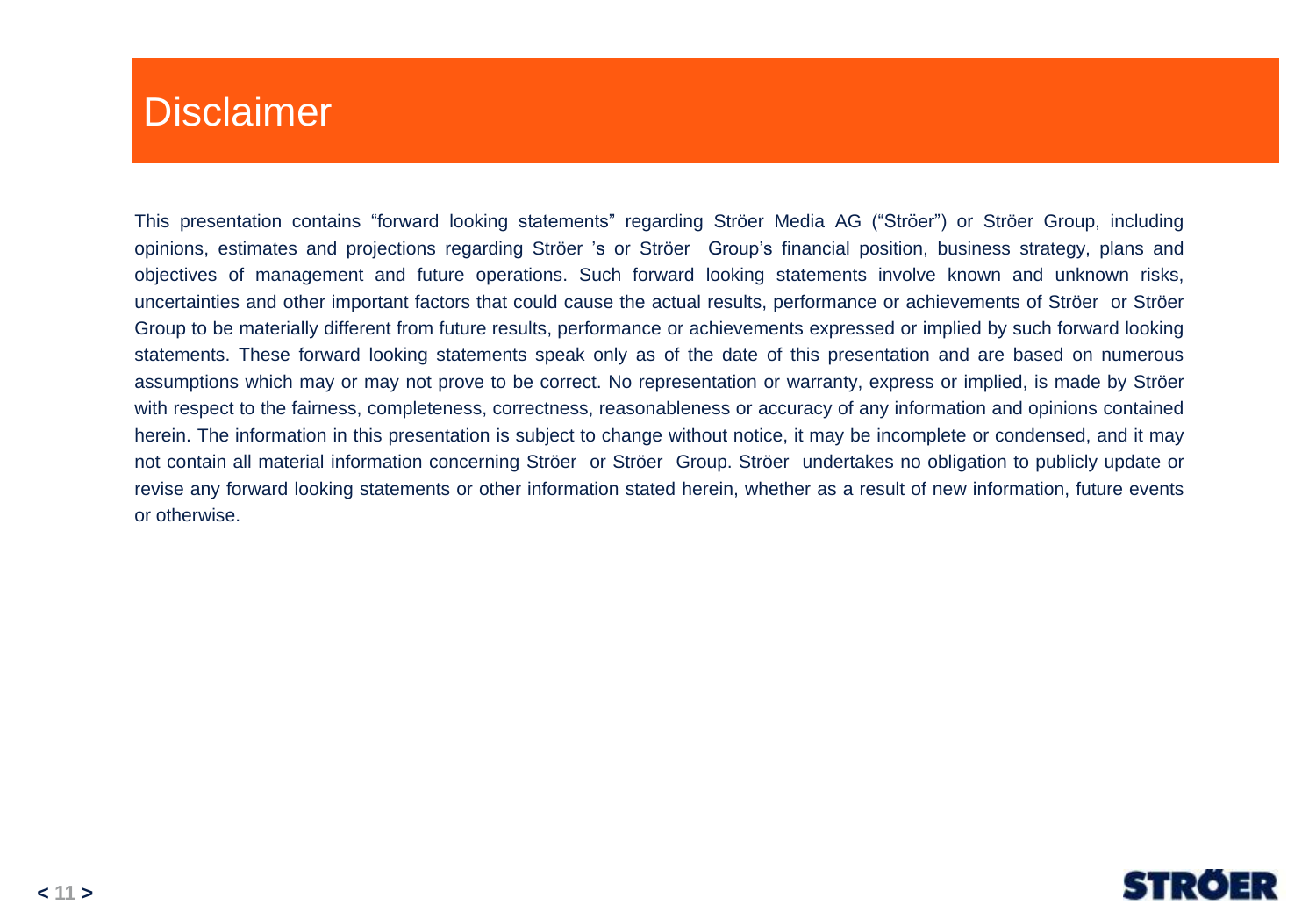# Disclaimer

This presentation contains “forward looking statements” regarding Ströer Media AG (“Ströer”) or Ströer Group, including opinions, estimates and projections regarding Ströer ’s or Ströer Group’s financial position, business strategy, plans and objectives of management and future operations. Such forward looking statements involve known and unknown risks, uncertainties and other important factors that could cause the actual results, performance or achievements of Ströer or Ströer Group to be materially different from future results, performance or achievements expressed or implied by such forward looking statements. These forward looking statements speak only as of the date of this presentation and are based on numerous assumptions which may or may not prove to be correct. No representation or warranty, express or implied, is made by Ströer with respect to the fairness, completeness, correctness, reasonableness or accuracy of any information and opinions contained herein. The information in this presentation is subject to change without notice, it may be incomplete or condensed, and it may not contain all material information concerning Ströer or Ströer Group. Ströer undertakes no obligation to publicly update or revise any forward looking statements or other information stated herein, whether as a result of new information, future events or otherwise.